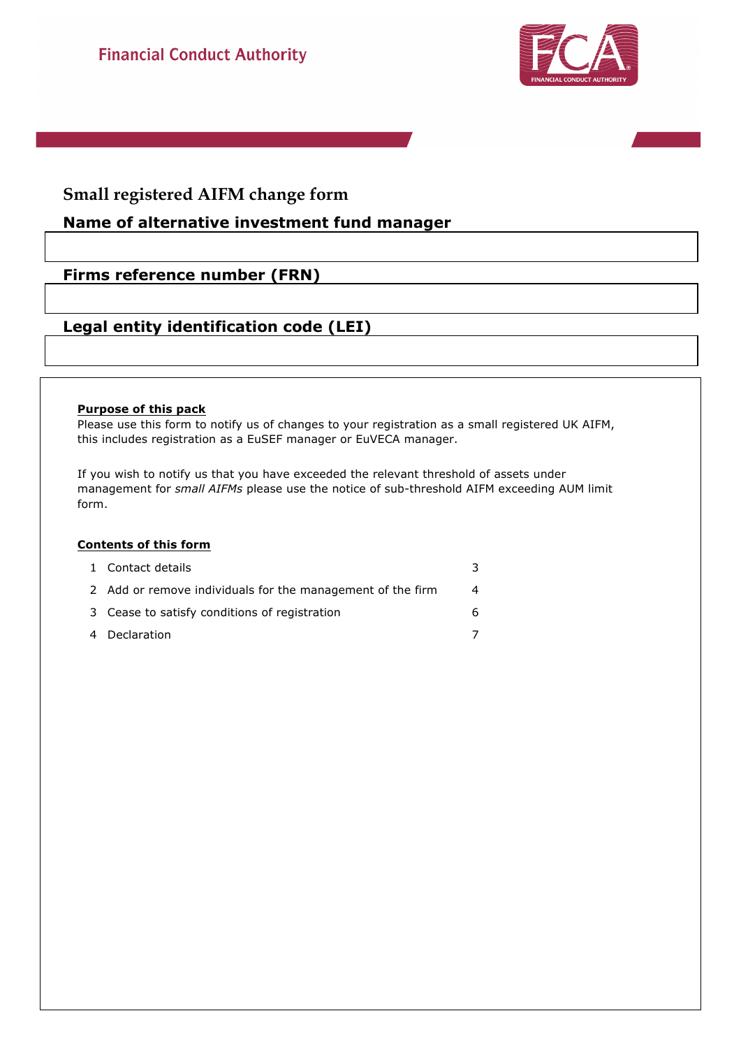Financial Conduct Authority

# Small registered AIFM change form

## Name of alternative investment fund manager

## Firms reference number (FRN)

## Legal entity identification code (LEI)

**Purpose of this pack**

Please use this form to notify us of changes to your registration as a small registered UK AIFM, this includes registration as a EuSEF manager or EuVECA manager.

If you wish to notify us that you have exceeded the relevant threshold of assets under management for *small AIFMs* please use the notice of sub-threshold AIFM exceeding AUM limit form.

**Contents of this form**

| | | |
|---|---|---|
| 1 | Contact details | 3 |
| 2 | Add or remove individuals for the management of the firm | 4 |
| 3 | Cease to satisfy conditions of registration | 6 |
| 4 | Declaration | 7 |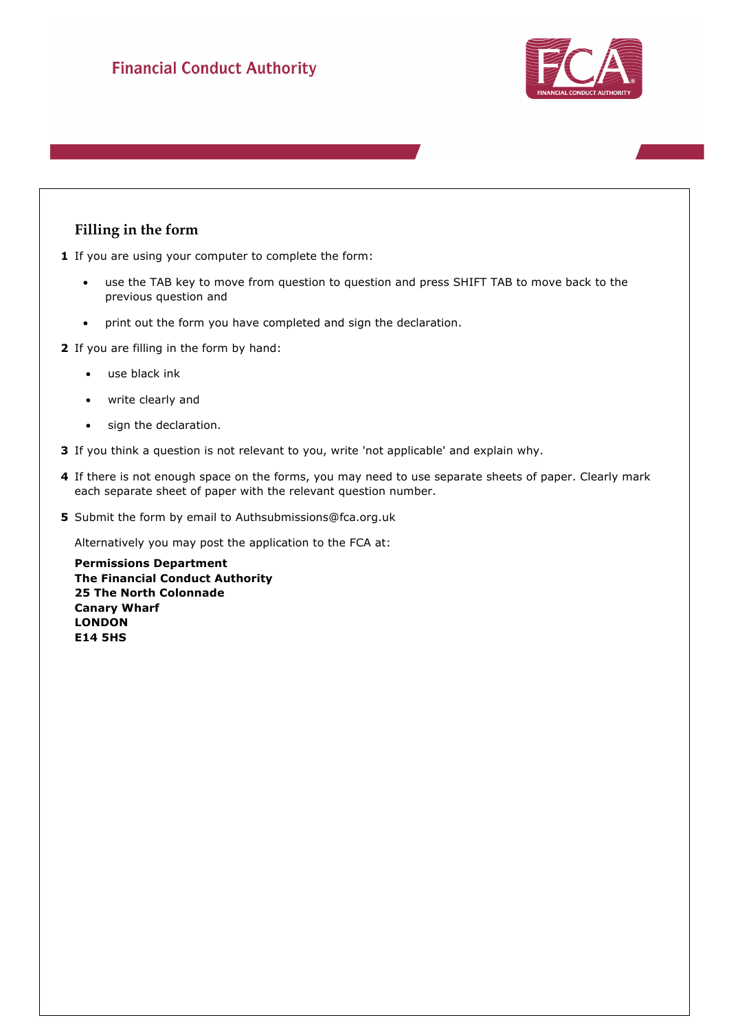Financial Conduct Authority

## Filling in the form

**1** If you are using your computer to complete the form:

- use the TAB key to move from question to question and press SHIFT TAB to move back to the previous question and
- print out the form you have completed and sign the declaration.

**2** If you are filling in the form by hand:

- use black ink
- write clearly and
- sign the declaration.

**3** If you think a question is not relevant to you, write 'not applicable' and explain why.

**4** If there is not enough space on the forms, you may need to use separate sheets of paper. Clearly mark each separate sheet of paper with the relevant question number.

**5** Submit the form by email to Authsubmissions@fca.org.uk

Alternatively you may post the application to the FCA at:

**Permissions Department**
**The Financial Conduct Authority**
**25 The North Colonnade**
**Canary Wharf**
**LONDON**
**E14 5HS**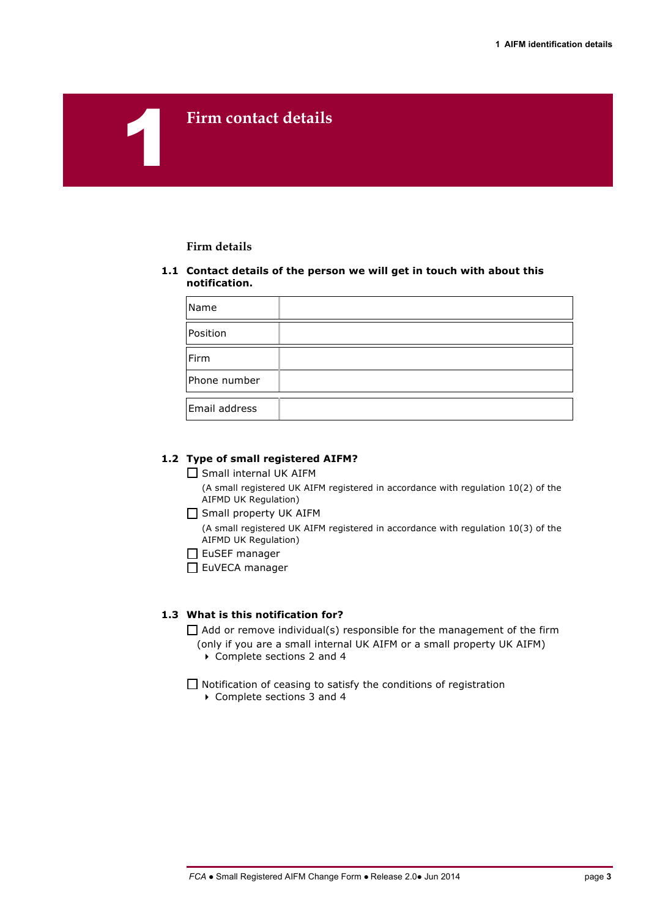# 1 Firm contact details

## Firm details

**1.1 Contact details of the person we will get in touch with about this notification.**

| Name | |
|---|---|
| Position | |
| Firm | |
| Phone number | |
| Email address | |

**1.2 Type of small registered AIFM?**

☐ Small internal UK AIFM

(A small registered UK AIFM registered in accordance with regulation 10(2) of the AIFMD UK Regulation)

☐ Small property UK AIFM

(A small registered UK AIFM registered in accordance with regulation 10(3) of the AIFMD UK Regulation)

☐ EuSEF manager

☐ EuVECA manager

**1.3 What is this notification for?**

☐ Add or remove individual(s) responsible for the management of the firm (only if you are a small internal UK AIFM or a small property UK AIFM)

- Complete sections 2 and 4

☐ Notification of ceasing to satisfy the conditions of registration

- Complete sections 3 and 4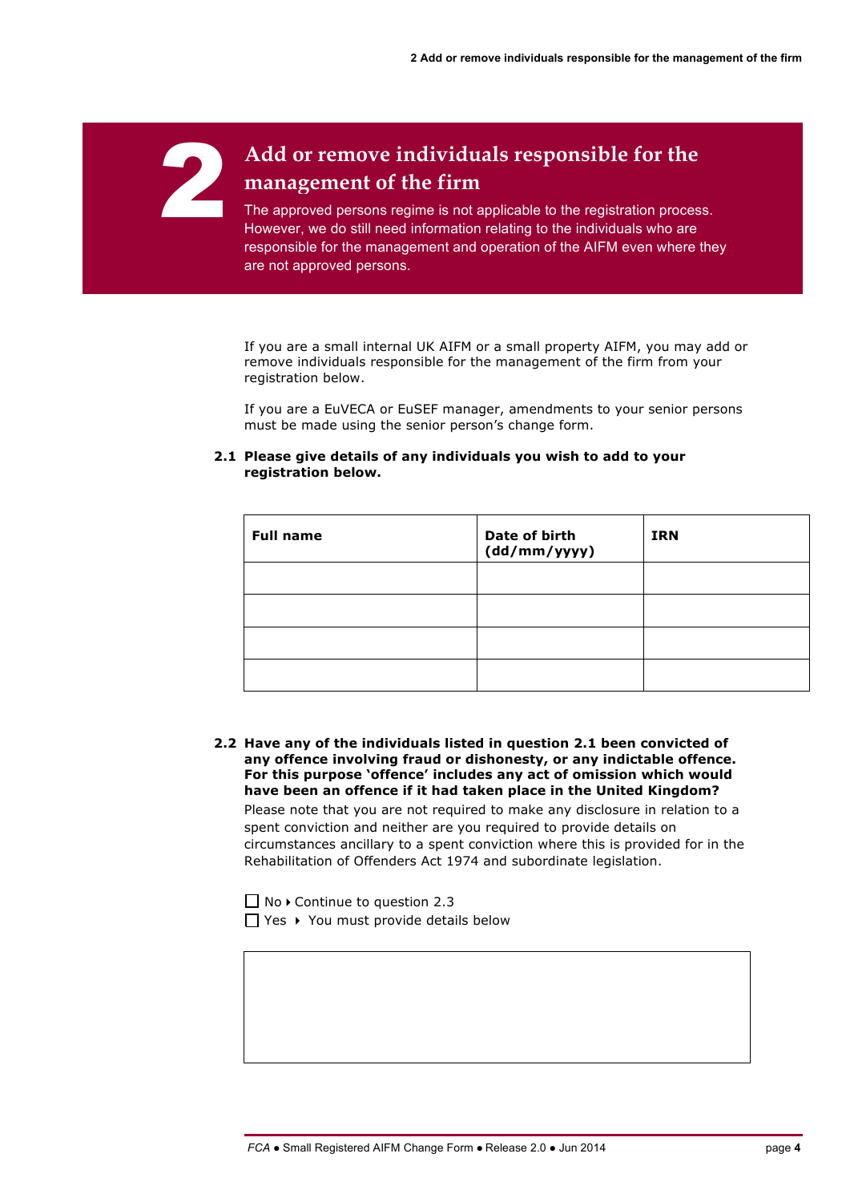# 2 Add or remove individuals responsible for the management of the firm

The approved persons regime is not applicable to the registration process. However, we do still need information relating to the individuals who are responsible for the management and operation of the AIFM even where they are not approved persons.

If you are a small internal UK AIFM or a small property AIFM, you may add or remove individuals responsible for the management of the firm from your registration below.

If you are a EuVECA or EuSEF manager, amendments to your senior persons must be made using the senior person's change form.

**2.1 Please give details of any individuals you wish to add to your registration below.**

| Full name | Date of birth (dd/mm/yyyy) | IRN |
|---|---|---|
| | | |
| | | |
| | | |
| | | |

**2.2 Have any of the individuals listed in question 2.1 been convicted of any offence involving fraud or dishonesty, or any indictable offence. For this purpose 'offence' includes any act of omission which would have been an offence if it had taken place in the United Kingdom?**

Please note that you are not required to make any disclosure in relation to a spent conviction and neither are you required to provide details on circumstances ancillary to a spent conviction where this is provided for in the Rehabilitation of Offenders Act 1974 and subordinate legislation.

☐ No ▸ Continue to question 2.3

☐ Yes ▸ You must provide details below

| |
|---|
| |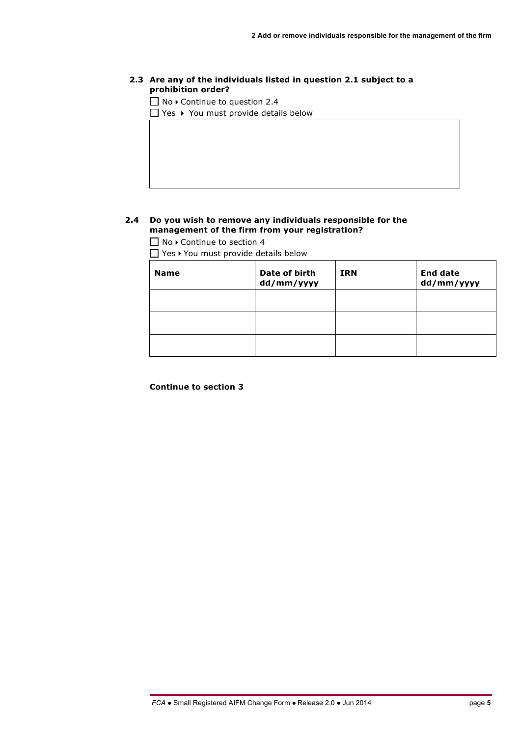**2.3 Are any of the individuals listed in question 2.1 subject to a prohibition order?**

☐ No ▸ Continue to question 2.4

☐ Yes ▸ You must provide details below

**2.4 Do you wish to remove any individuals responsible for the management of the firm from your registration?**

☐ No ▸ Continue to section 4

☐ Yes ▸ You must provide details below

| Name | Date of birth dd/mm/yyyy | IRN | End date dd/mm/yyyy |
|---|---|---|---|
| | | | |
| | | | |
| | | | |

**Continue to section 3**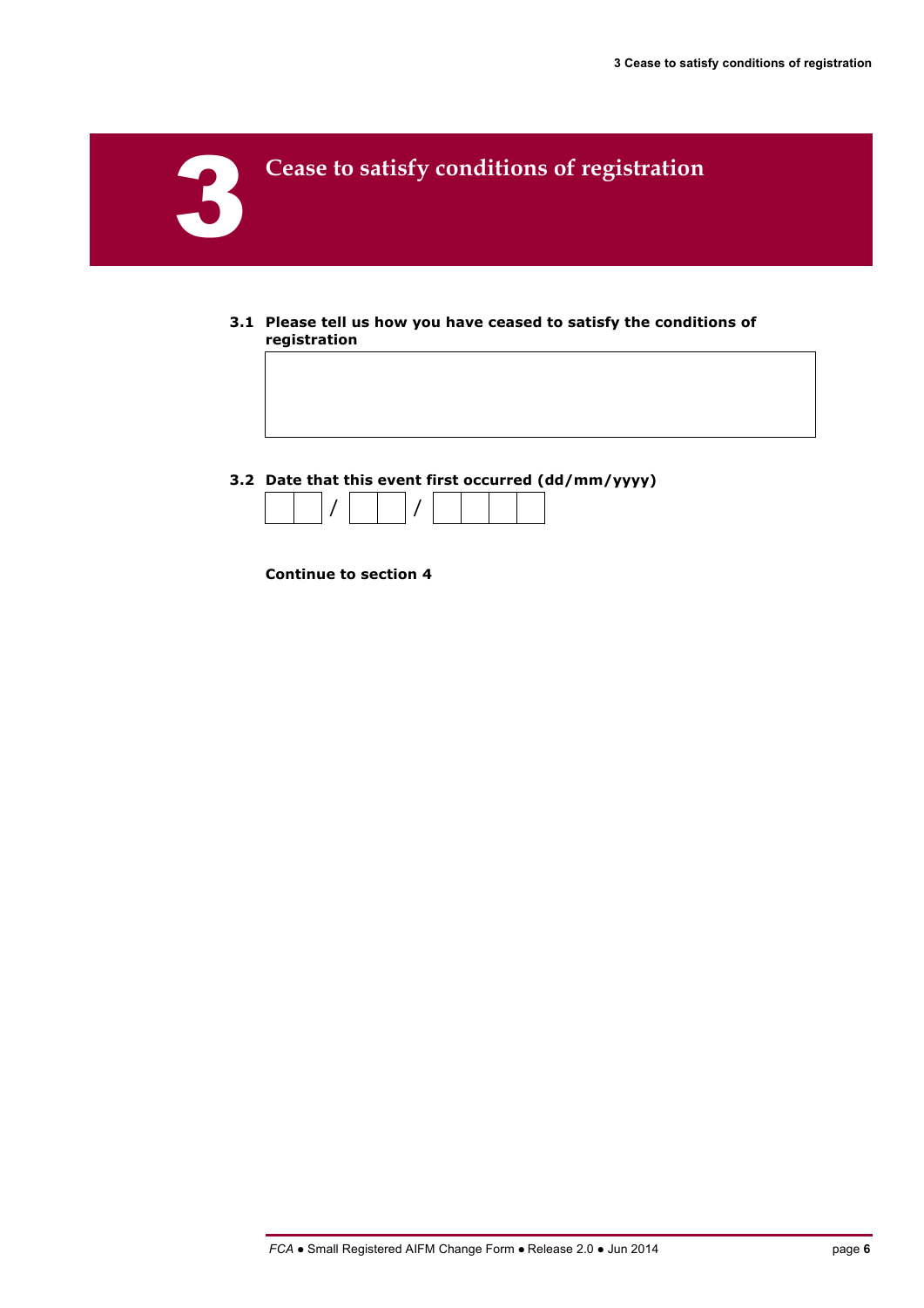# 3 Cease to satisfy conditions of registration

**3.1 Please tell us how you have ceased to satisfy the conditions of registration**

**3.2 Date that this event first occurred (dd/mm/yyyy)**

__ __ / __ __ / __ __ __ __

**Continue to section 4**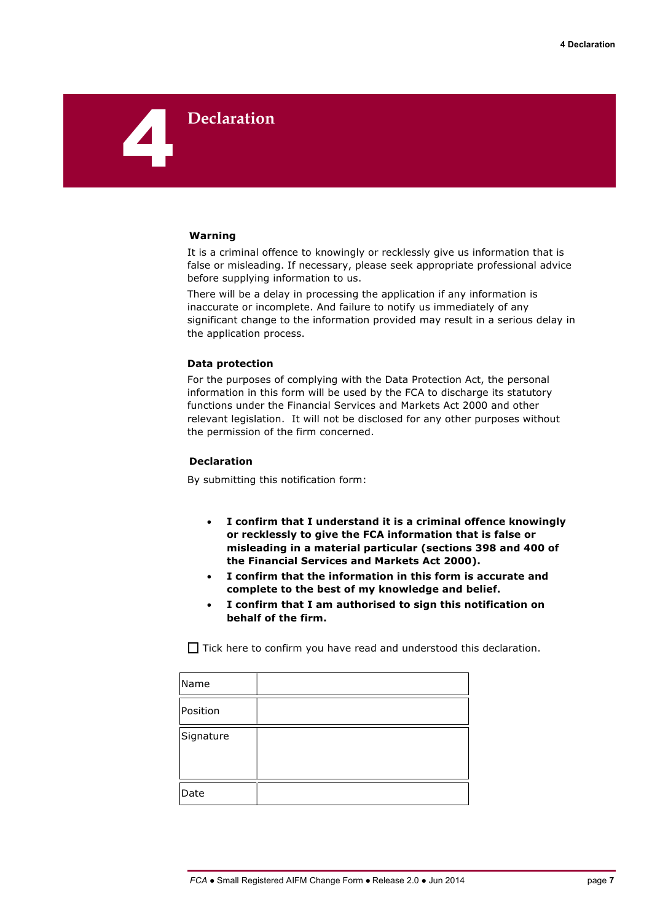# 4 Declaration

### Warning

It is a criminal offence to knowingly or recklessly give us information that is false or misleading. If necessary, please seek appropriate professional advice before supplying information to us.

There will be a delay in processing the application if any information is inaccurate or incomplete. And failure to notify us immediately of any significant change to the information provided may result in a serious delay in the application process.

### Data protection

For the purposes of complying with the Data Protection Act, the personal information in this form will be used by the FCA to discharge its statutory functions under the Financial Services and Markets Act 2000 and other relevant legislation. It will not be disclosed for any other purposes without the permission of the firm concerned.

### Declaration

By submitting this notification form:

- **I confirm that I understand it is a criminal offence knowingly or recklessly to give the FCA information that is false or misleading in a material particular (sections 398 and 400 of the Financial Services and Markets Act 2000).**
- **I confirm that the information in this form is accurate and complete to the best of my knowledge and belief.**
- **I confirm that I am authorised to sign this notification on behalf of the firm.**

☐ Tick here to confirm you have read and understood this declaration.

| | |
|---|---|
| Name | |
| Position | |
| Signature | |
| Date | |